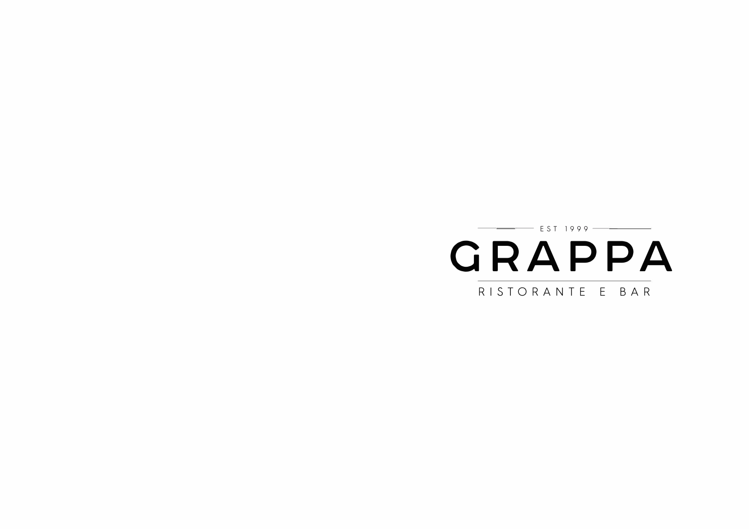EST 1999

# GRAPPA

RISTORANTE E BAR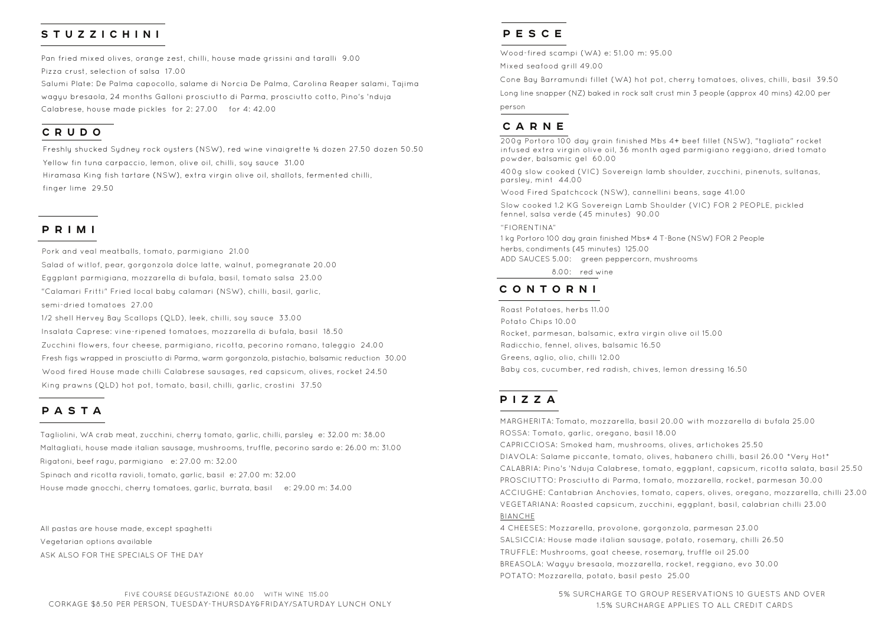## STUZZICHINI

Pan fried mixed olives, orange zest, chilli, house made grissini and taralli 9.00

Pizza crust, selection of salsa 17.00

Salumi Plate: De Palma capocollo, salame di Norcia De Palma, Carolina Reaper salami, Tajima wagyu bresaola, 24 months Galloni prosciutto di Parma, prosciutto cotto, Pino's 'nduja Calabrese, house made pickles for 2: 27.00 for 4: 42.00

## CRUDO

Freshly shucked Sydney rock oysters (NSW), red wine vinaigrette ½ dozen 27.50 dozen 50.50

Yellow fin tuna carpaccio, lemon, olive oil, chilli, soy sauce 31.00

Hiramasa King fish tartare (NSW), extra virgin olive oil, shallots, fermented chilli, finger lime 29.50

## PRIMI

Pork and veal meatballs, tomato, parmigiano 21.00

Salad of witlof, pear, gorgonzola dolce latte, walnut, pomegranate 20.00

Eggplant parmigiana, mozzarella di bufala, basil, tomato salsa 23.00

"Calamari Fritti" Fried local baby calamari (NSW), chilli, basil, garlic, semi-dried tomatoes 27.00

1/2 shell Hervey Bay Scallops (QLD), leek, chilli, soy sauce 33.00

Insalata Caprese: vine-ripened tomatoes, mozzarella di bufala, basil 18.50

Zucchini flowers, four cheese, parmigiano, ricotta, pecorino romano, taleggio 24.00

Fresh figs wrapped in prosciutto di Parma, warm gorgonzola, pistachio, balsamic reduction 30.00

Wood fired House made chilli Calabrese sausages, red capsicum, olives, rocket 24.50

King prawns (QLD) hot pot, tomato, basil, chilli, garlic, crostini 37.50

## PASTA

Tagliolini, WA crab meat, zucchini, cherry tomato, garlic, chilli, parsley e: 32.00 m: 38.00

Maltagliati, house made italian sausage, mushrooms, truffle, pecorino sardo e: 26.00 m: 31.00

Rigatoni, beef ragu, parmigiano e: 27.00 m: 32.00

Spinach and ricotta ravioli, tomato, garlic, basil e: 27.00 m: 32.00

House made gnocchi, cherry tomatoes, garlic, burrata, basil e: 29.00 m: 34.00

All pastas are house made, except spaghetti

Vegetarian options available

ASK ALSO FOR THE SPECIALS OF THE DAY

FIVE COURSE DEGUSTAZIONE 80.00 WITH WINE 115.00

CORKAGE $8.50 PER PERSON, TUESDAY-THURSDAY&FRIDAY/SATURDAY LUNCH ONLY

## PESCE

Wood-fired scampi (WA) e: 51.00 m: 95.00

Mixed seafood grill 49.00

Cone Bay Barramundi fillet (WA) hot pot, cherry tomatoes, olives, chilli, basil 39.50

Long line snapper (NZ) baked in rock salt crust min 3 people (approx 40 mins) 42.00 per person

## CARNE

200g Portoro 100 day grain finished Mbs 4+ beef fillet (NSW), "tagliata" rocket infused extra virgin olive oil, 36 month aged parmigiano reggiano, dried tomato powder, balsamic gel 60.00

400g slow cooked (VIC) Sovereign lamb shoulder, zucchini, pinenuts, sultanas, parsley, mint 44.00

Wood Fired Spatchcock (NSW), cannellini beans, sage 41.00

Slow cooked 1.2 KG Sovereign Lamb Shoulder (VIC) FOR 2 PEOPLE, pickled fennel, salsa verde (45 minutes) 90.00

"FIORENTINA"
1 kg Portoro 100 day grain finished Mbs+ 4 T-Bone (NSW) FOR 2 People herbs, condiments (45 minutes) 125.00

ADD SAUCES 5.00: green peppercorn, mushrooms
8.00: red wine

## CONTORNI

Roast Potatoes, herbs 11.00

Potato Chips 10.00

Rocket, parmesan, balsamic, extra virgin olive oil 15.00

Radicchio, fennel, olives, balsamic 16.50

Greens, aglio, olio, chilli 12.00

Baby cos, cucumber, red radish, chives, lemon dressing 16.50

## PIZZA

MARGHERITA: Tomato, mozzarella, basil 20.00 with mozzarella di bufala 25.00

ROSSA: Tomato, garlic, oregano, basil 18.00

CAPRICCIOSA: Smoked ham, mushrooms, olives, artichokes 25.50

DIAVOLA: Salame piccante, tomato, olives, habanero chilli, basil 26.00 *Very Hot*

CALABRIA: Pino's 'Nduja Calabrese, tomato, eggplant, capsicum, ricotta salata, basil 25.50

PROSCIUTTO: Prosciutto di Parma, tomato, mozzarella, rocket, parmesan 30.00

ACCIUGHE: Cantabrian Anchovies, tomato, capers, olives, oregano, mozzarella, chilli 23.00

VEGETARIANA: Roasted capsicum, zucchini, eggplant, basil, calabrian chilli 23.00

BIANCHE

4 CHEESES: Mozzarella, provolone, gorgonzola, parmesan 23.00

SALSICCIA: House made italian sausage, potato, rosemary, chilli 26.50

TRUFFLE: Mushrooms, goat cheese, rosemary, truffle oil 25.00

BREASOLA: Wagyu bresaola, mozzarella, rocket, reggiano, evo 30.00

POTATO: Mozzarella, potato, basil pesto 25.00

5% SURCHARGE TO GROUP RESERVATIONS 10 GUESTS AND OVER

1.5% SURCHARGE APPLIES TO ALL CREDIT CARDS